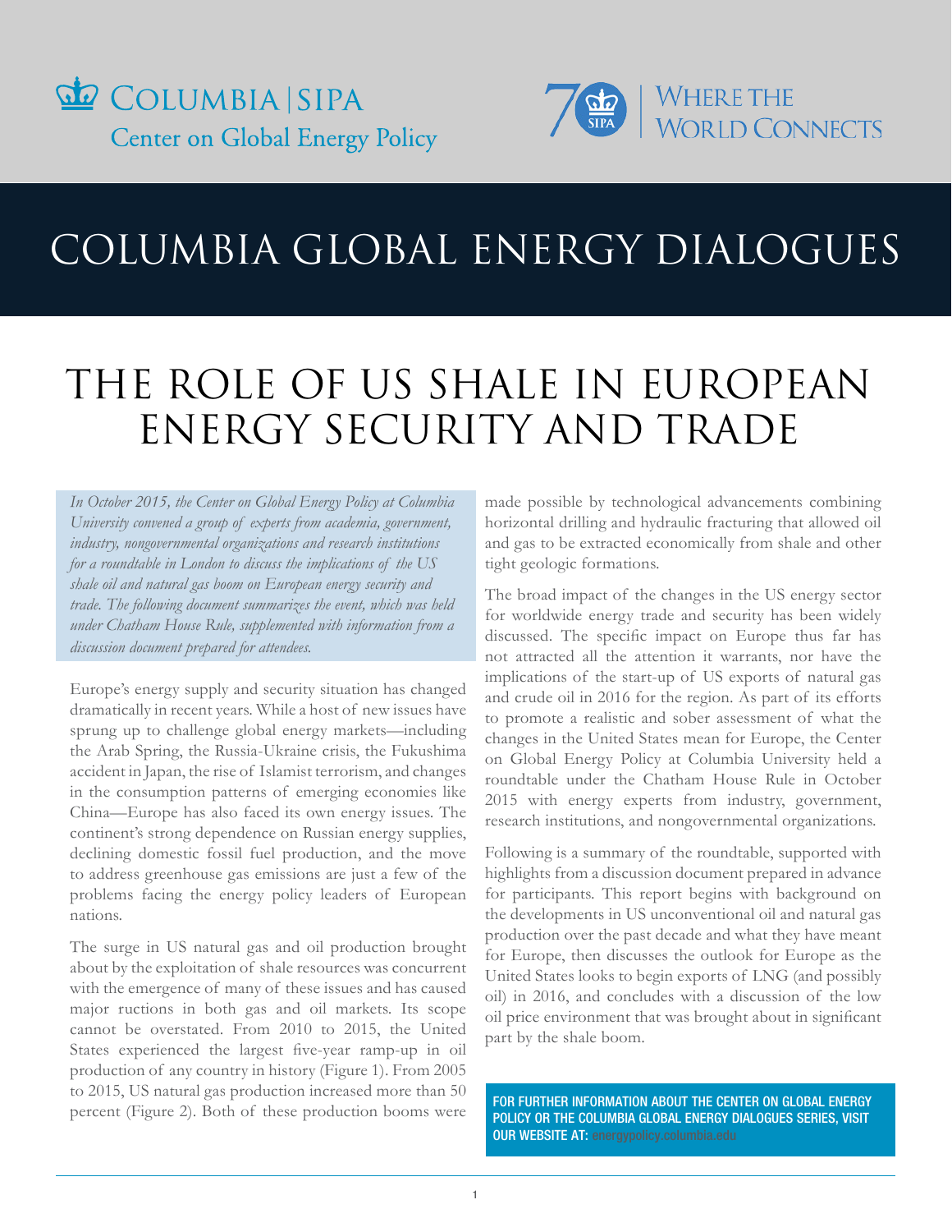COLUMBIA | SIPA
Center on Global Energy Policy

WHERE THE WORLD CONNECTS

# COLUMBIA GLOBAL ENERGY DIALOGUES

# THE ROLE OF US SHALE IN EUROPEAN ENERGY SECURITY AND TRADE

*In October 2015, the Center on Global Energy Policy at Columbia University convened a group of experts from academia, government, industry, nongovernmental organizations and research institutions for a roundtable in London to discuss the implications of the US shale oil and natural gas boom on European energy security and trade. The following document summarizes the event, which was held under Chatham House Rule, supplemented with information from a discussion document prepared for attendees.*

Europe's energy supply and security situation has changed dramatically in recent years. While a host of new issues have sprung up to challenge global energy markets—including the Arab Spring, the Russia-Ukraine crisis, the Fukushima accident in Japan, the rise of Islamist terrorism, and changes in the consumption patterns of emerging economies like China—Europe has also faced its own energy issues. The continent's strong dependence on Russian energy supplies, declining domestic fossil fuel production, and the move to address greenhouse gas emissions are just a few of the problems facing the energy policy leaders of European nations.

The surge in US natural gas and oil production brought about by the exploitation of shale resources was concurrent with the emergence of many of these issues and has caused major ructions in both gas and oil markets. Its scope cannot be overstated. From 2010 to 2015, the United States experienced the largest five-year ramp-up in oil production of any country in history (Figure 1). From 2005 to 2015, US natural gas production increased more than 50 percent (Figure 2). Both of these production booms were made possible by technological advancements combining horizontal drilling and hydraulic fracturing that allowed oil and gas to be extracted economically from shale and other tight geologic formations.

The broad impact of the changes in the US energy sector for worldwide energy trade and security has been widely discussed. The specific impact on Europe thus far has not attracted all the attention it warrants, nor have the implications of the start-up of US exports of natural gas and crude oil in 2016 for the region. As part of its efforts to promote a realistic and sober assessment of what the changes in the United States mean for Europe, the Center on Global Energy Policy at Columbia University held a roundtable under the Chatham House Rule in October 2015 with energy experts from industry, government, research institutions, and nongovernmental organizations.

Following is a summary of the roundtable, supported with highlights from a discussion document prepared in advance for participants. This report begins with background on the developments in US unconventional oil and natural gas production over the past decade and what they have meant for Europe, then discusses the outlook for Europe as the United States looks to begin exports of LNG (and possibly oil) in 2016, and concludes with a discussion of the low oil price environment that was brought about in significant part by the shale boom.

FOR FURTHER INFORMATION ABOUT THE CENTER ON GLOBAL ENERGY POLICY OR THE COLUMBIA GLOBAL ENERGY DIALOGUES SERIES, VISIT OUR WEBSITE AT: energypolicy.columbia.edu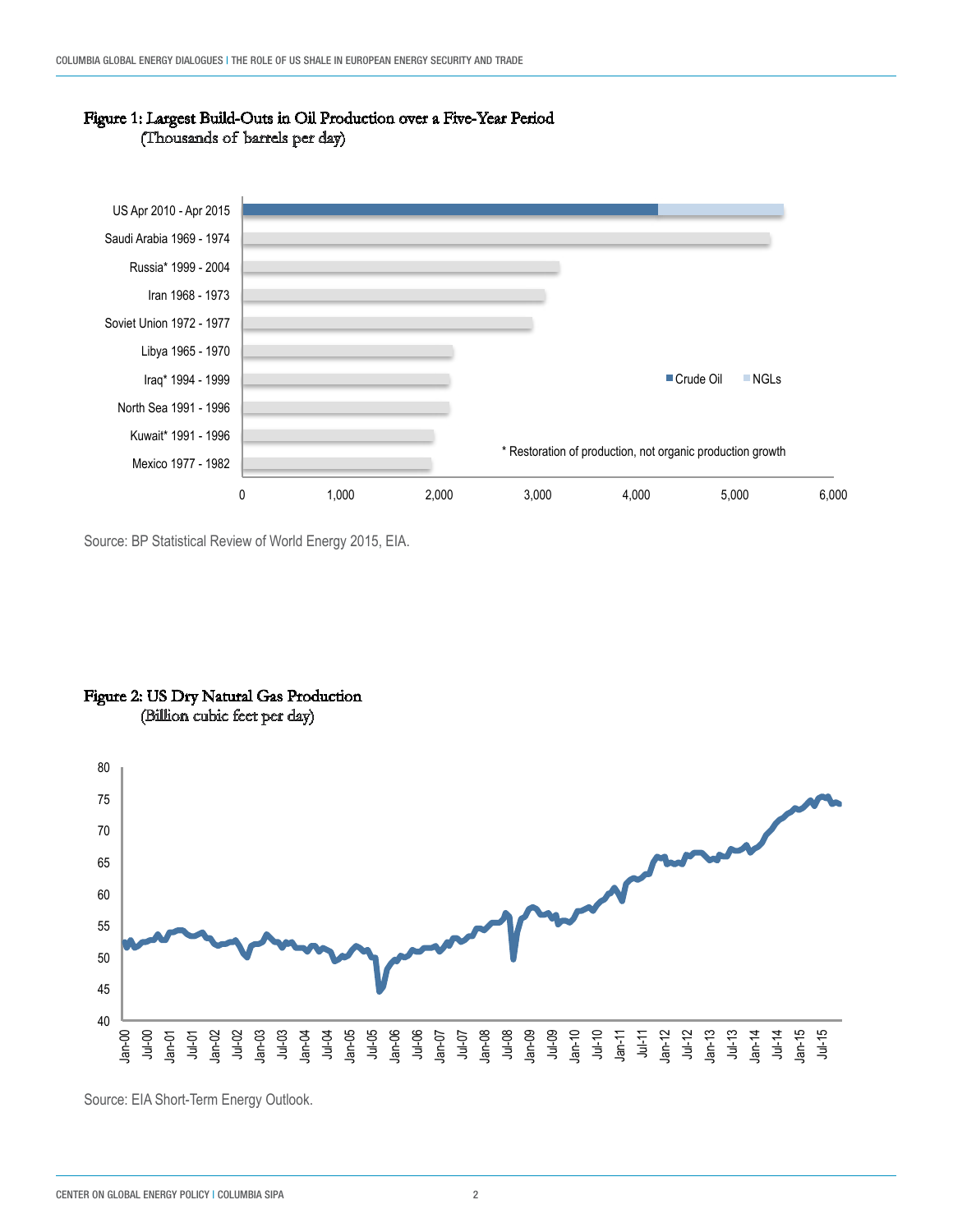**Figure 1: Largest Build-Outs in Oil Production over a Five-Year Period**
(Thousands of barrels per day)

US Apr 2010 - Apr 2015

Saudi Arabia 1969 - 1974

Russia* 1999 - 2004

Iran 1968 - 1973

Soviet Union 1972 - 1977

Libya 1965 - 1970

Iraq* 1994 - 1999

North Sea 1991 - 1996

Kuwait* 1991 - 1996

Mexico 1977 - 1982

Crude Oil NGLs

* Restoration of production, not organic production growth

Source: BP Statistical Review of World Energy 2015, EIA.

**Figure 2: US Dry Natural Gas Production**
(Billion cubic feet per day)

Source: EIA Short-Term Energy Outlook.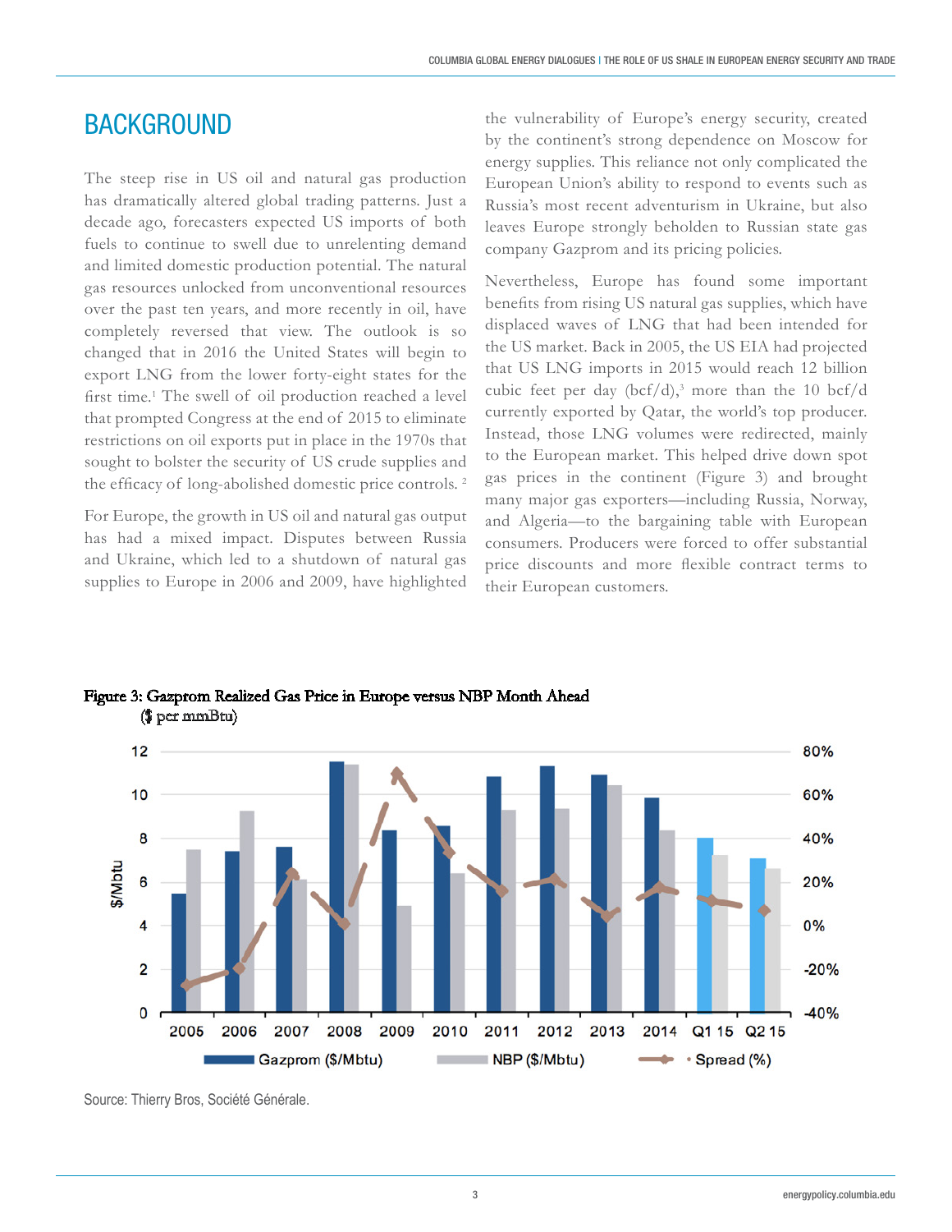## BACKGROUND

The steep rise in US oil and natural gas production has dramatically altered global trading patterns. Just a decade ago, forecasters expected US imports of both fuels to continue to swell due to unrelenting demand and limited domestic production potential. The natural gas resources unlocked from unconventional resources over the past ten years, and more recently in oil, have completely reversed that view. The outlook is so changed that in 2016 the United States will begin to export LNG from the lower forty-eight states for the first time.[1] The swell of oil production reached a level that prompted Congress at the end of 2015 to eliminate restrictions on oil exports put in place in the 1970s that sought to bolster the security of US crude supplies and the efficacy of long-abolished domestic price controls.[2]

For Europe, the growth in US oil and natural gas output has had a mixed impact. Disputes between Russia and Ukraine, which led to a shutdown of natural gas supplies to Europe in 2006 and 2009, have highlighted the vulnerability of Europe's energy security, created by the continent's strong dependence on Moscow for energy supplies. This reliance not only complicated the European Union's ability to respond to events such as Russia's most recent adventurism in Ukraine, but also leaves Europe strongly beholden to Russian state gas company Gazprom and its pricing policies.

Nevertheless, Europe has found some important benefits from rising US natural gas supplies, which have displaced waves of LNG that had been intended for the US market. Back in 2005, the US EIA had projected that US LNG imports in 2015 would reach 12 billion cubic feet per day (bcf/d),[3] more than the 10 bcf/d currently exported by Qatar, the world's top producer. Instead, those LNG volumes were redirected, mainly to the European market. This helped drive down spot gas prices in the continent (Figure 3) and brought many major gas exporters—including Russia, Norway, and Algeria—to the bargaining table with European consumers. Producers were forced to offer substantial price discounts and more flexible contract terms to their European customers.

**Figure 3: Gazprom Realized Gas Price in Europe versus NBP Month Ahead ($ per mmBtu)**

Source: Thierry Bros, Société Générale.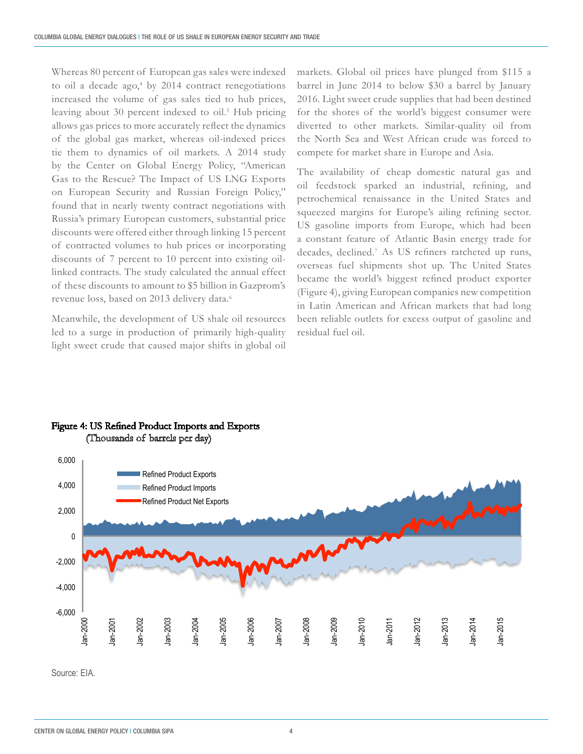Whereas 80 percent of European gas sales were indexed to oil a decade ago,[4] by 2014 contract renegotiations increased the volume of gas sales tied to hub prices, leaving about 30 percent indexed to oil.[5] Hub pricing allows gas prices to more accurately reflect the dynamics of the global gas market, whereas oil-indexed prices tie them to dynamics of oil markets. A 2014 study by the Center on Global Energy Policy, "American Gas to the Rescue? The Impact of US LNG Exports on European Security and Russian Foreign Policy," found that in nearly twenty contract negotiations with Russia's primary European customers, substantial price discounts were offered either through linking 15 percent of contracted volumes to hub prices or incorporating discounts of 7 percent to 10 percent into existing oil-linked contracts. The study calculated the annual effect of these discounts to amount to $5 billion in Gazprom's revenue loss, based on 2013 delivery data.[6]

Meanwhile, the development of US shale oil resources led to a surge in production of primarily high-quality light sweet crude that caused major shifts in global oil markets. Global oil prices have plunged from $115 a barrel in June 2014 to below $30 a barrel by January 2016. Light sweet crude supplies that had been destined for the shores of the world's biggest consumer were diverted to other markets. Similar-quality oil from the North Sea and West African crude was forced to compete for market share in Europe and Asia.

The availability of cheap domestic natural gas and oil feedstock sparked an industrial, refining, and petrochemical renaissance in the United States and squeezed margins for Europe's ailing refining sector. US gasoline imports from Europe, which had been a constant feature of Atlantic Basin energy trade for decades, declined.[7] As US refiners ratcheted up runs, overseas fuel shipments shot up. The United States became the world's biggest refined product exporter (Figure 4), giving European companies new competition in Latin American and African markets that had long been reliable outlets for excess output of gasoline and residual fuel oil.

**Figure 4: US Refined Product Imports and Exports**
(Thousands of barrels per day)

Source: EIA.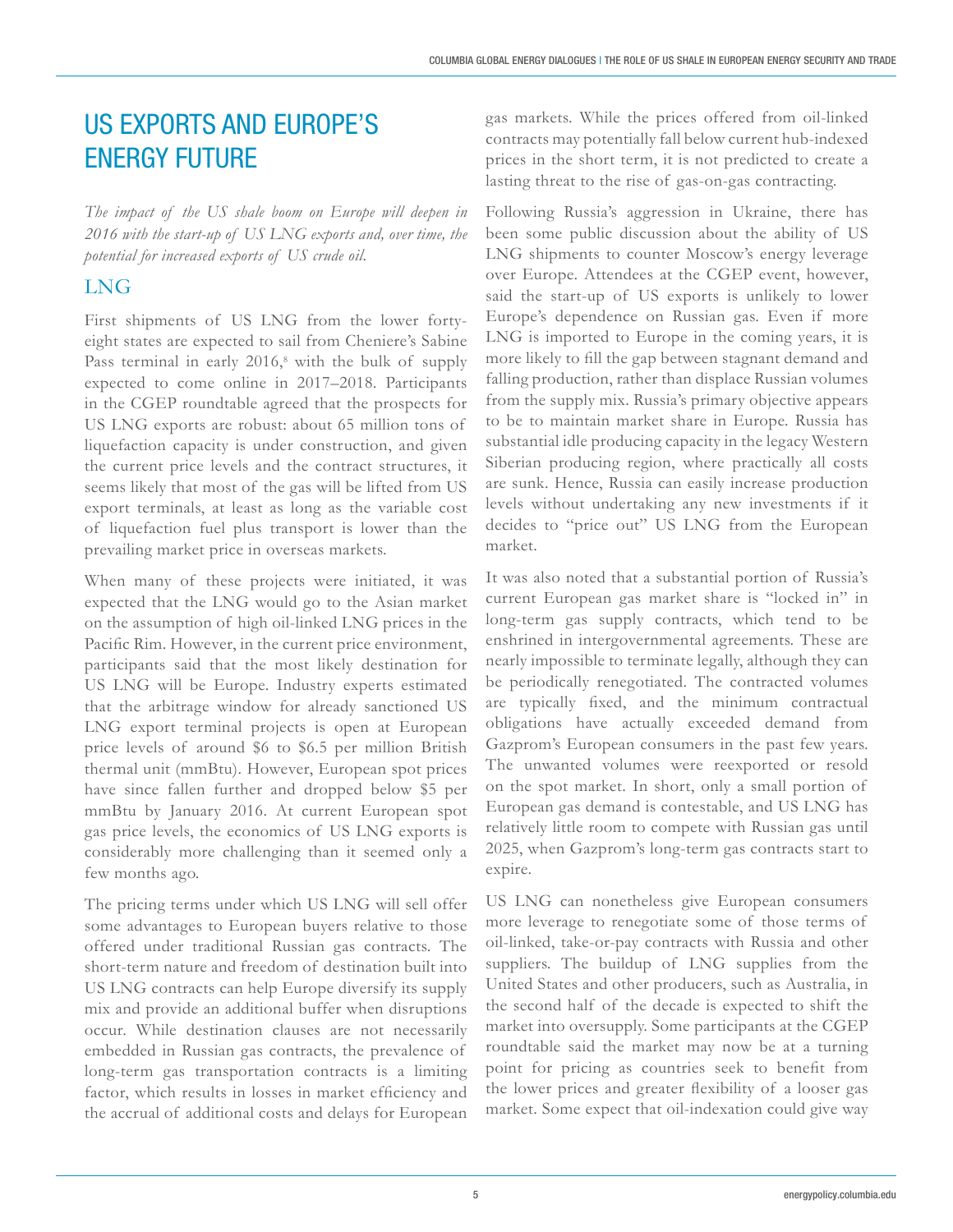# US EXPORTS AND EUROPE'S ENERGY FUTURE

*The impact of the US shale boom on Europe will deepen in 2016 with the start-up of US LNG exports and, over time, the potential for increased exports of US crude oil.*

## LNG

First shipments of US LNG from the lower forty-eight states are expected to sail from Cheniere's Sabine Pass terminal in early 2016,[8] with the bulk of supply expected to come online in 2017–2018. Participants in the CGEP roundtable agreed that the prospects for US LNG exports are robust: about 65 million tons of liquefaction capacity is under construction, and given the current price levels and the contract structures, it seems likely that most of the gas will be lifted from US export terminals, at least as long as the variable cost of liquefaction fuel plus transport is lower than the prevailing market price in overseas markets.

When many of these projects were initiated, it was expected that the LNG would go to the Asian market on the assumption of high oil-linked LNG prices in the Pacific Rim. However, in the current price environment, participants said that the most likely destination for US LNG will be Europe. Industry experts estimated that the arbitrage window for already sanctioned US LNG export terminal projects is open at European price levels of around $6 to $6.5 per million British thermal unit (mmBtu). However, European spot prices have since fallen further and dropped below $5 per mmBtu by January 2016. At current European spot gas price levels, the economics of US LNG exports is considerably more challenging than it seemed only a few months ago.

The pricing terms under which US LNG will sell offer some advantages to European buyers relative to those offered under traditional Russian gas contracts. The short-term nature and freedom of destination built into US LNG contracts can help Europe diversify its supply mix and provide an additional buffer when disruptions occur. While destination clauses are not necessarily embedded in Russian gas contracts, the prevalence of long-term gas transportation contracts is a limiting factor, which results in losses in market efficiency and the accrual of additional costs and delays for European gas markets. While the prices offered from oil-linked contracts may potentially fall below current hub-indexed prices in the short term, it is not predicted to create a lasting threat to the rise of gas-on-gas contracting.

Following Russia's aggression in Ukraine, there has been some public discussion about the ability of US LNG shipments to counter Moscow's energy leverage over Europe. Attendees at the CGEP event, however, said the start-up of US exports is unlikely to lower Europe's dependence on Russian gas. Even if more LNG is imported to Europe in the coming years, it is more likely to fill the gap between stagnant demand and falling production, rather than displace Russian volumes from the supply mix. Russia's primary objective appears to be to maintain market share in Europe. Russia has substantial idle producing capacity in the legacy Western Siberian producing region, where practically all costs are sunk. Hence, Russia can easily increase production levels without undertaking any new investments if it decides to "price out" US LNG from the European market.

It was also noted that a substantial portion of Russia's current European gas market share is "locked in" in long-term gas supply contracts, which tend to be enshrined in intergovernmental agreements. These are nearly impossible to terminate legally, although they can be periodically renegotiated. The contracted volumes are typically fixed, and the minimum contractual obligations have actually exceeded demand from Gazprom's European consumers in the past few years. The unwanted volumes were reexported or resold on the spot market. In short, only a small portion of European gas demand is contestable, and US LNG has relatively little room to compete with Russian gas until 2025, when Gazprom's long-term gas contracts start to expire.

US LNG can nonetheless give European consumers more leverage to renegotiate some of those terms of oil-linked, take-or-pay contracts with Russia and other suppliers. The buildup of LNG supplies from the United States and other producers, such as Australia, in the second half of the decade is expected to shift the market into oversupply. Some participants at the CGEP roundtable said the market may now be at a turning point for pricing as countries seek to benefit from the lower prices and greater flexibility of a looser gas market. Some expect that oil-indexation could give way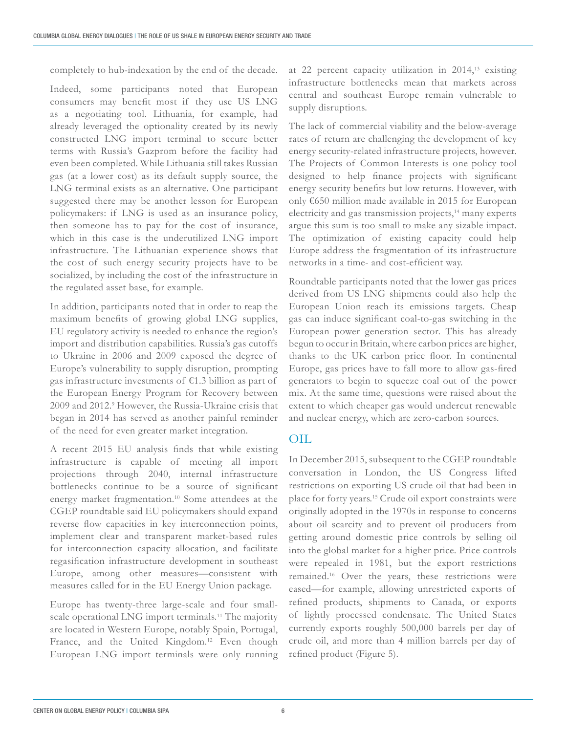completely to hub-indexation by the end of the decade.

Indeed, some participants noted that European consumers may benefit most if they use US LNG as a negotiating tool. Lithuania, for example, had already leveraged the optionality created by its newly constructed LNG import terminal to secure better terms with Russia's Gazprom before the facility had even been completed. While Lithuania still takes Russian gas (at a lower cost) as its default supply source, the LNG terminal exists as an alternative. One participant suggested there may be another lesson for European policymakers: if LNG is used as an insurance policy, then someone has to pay for the cost of insurance, which in this case is the underutilized LNG import infrastructure. The Lithuanian experience shows that the cost of such energy security projects have to be socialized, by including the cost of the infrastructure in the regulated asset base, for example.

In addition, participants noted that in order to reap the maximum benefits of growing global LNG supplies, EU regulatory activity is needed to enhance the region's import and distribution capabilities. Russia's gas cutoffs to Ukraine in 2006 and 2009 exposed the degree of Europe's vulnerability to supply disruption, prompting gas infrastructure investments of €1.3 billion as part of the European Energy Program for Recovery between 2009 and 2012.[9] However, the Russia-Ukraine crisis that began in 2014 has served as another painful reminder of the need for even greater market integration.

A recent 2015 EU analysis finds that while existing infrastructure is capable of meeting all import projections through 2040, internal infrastructure bottlenecks continue to be a source of significant energy market fragmentation.[10] Some attendees at the CGEP roundtable said EU policymakers should expand reverse flow capacities in key interconnection points, implement clear and transparent market-based rules for interconnection capacity allocation, and facilitate regasification infrastructure development in southeast Europe, among other measures—consistent with measures called for in the EU Energy Union package.

Europe has twenty-three large-scale and four small-scale operational LNG import terminals.[11] The majority are located in Western Europe, notably Spain, Portugal, France, and the United Kingdom.[12] Even though European LNG import terminals were only running at 22 percent capacity utilization in 2014,[13] existing infrastructure bottlenecks mean that markets across central and southeast Europe remain vulnerable to supply disruptions.

The lack of commercial viability and the below-average rates of return are challenging the development of key energy security-related infrastructure projects, however. The Projects of Common Interests is one policy tool designed to help finance projects with significant energy security benefits but low returns. However, with only €650 million made available in 2015 for European electricity and gas transmission projects,[14] many experts argue this sum is too small to make any sizable impact. The optimization of existing capacity could help Europe address the fragmentation of its infrastructure networks in a time- and cost-efficient way.

Roundtable participants noted that the lower gas prices derived from US LNG shipments could also help the European Union reach its emissions targets. Cheap gas can induce significant coal-to-gas switching in the European power generation sector. This has already begun to occur in Britain, where carbon prices are higher, thanks to the UK carbon price floor. In continental Europe, gas prices have to fall more to allow gas-fired generators to begin to squeeze coal out of the power mix. At the same time, questions were raised about the extent to which cheaper gas would undercut renewable and nuclear energy, which are zero-carbon sources.

## OIL

In December 2015, subsequent to the CGEP roundtable conversation in London, the US Congress lifted restrictions on exporting US crude oil that had been in place for forty years.[15] Crude oil export constraints were originally adopted in the 1970s in response to concerns about oil scarcity and to prevent oil producers from getting around domestic price controls by selling oil into the global market for a higher price. Price controls were repealed in 1981, but the export restrictions remained.[16] Over the years, these restrictions were eased—for example, allowing unrestricted exports of refined products, shipments to Canada, or exports of lightly processed condensate. The United States currently exports roughly 500,000 barrels per day of crude oil, and more than 4 million barrels per day of refined product (Figure 5).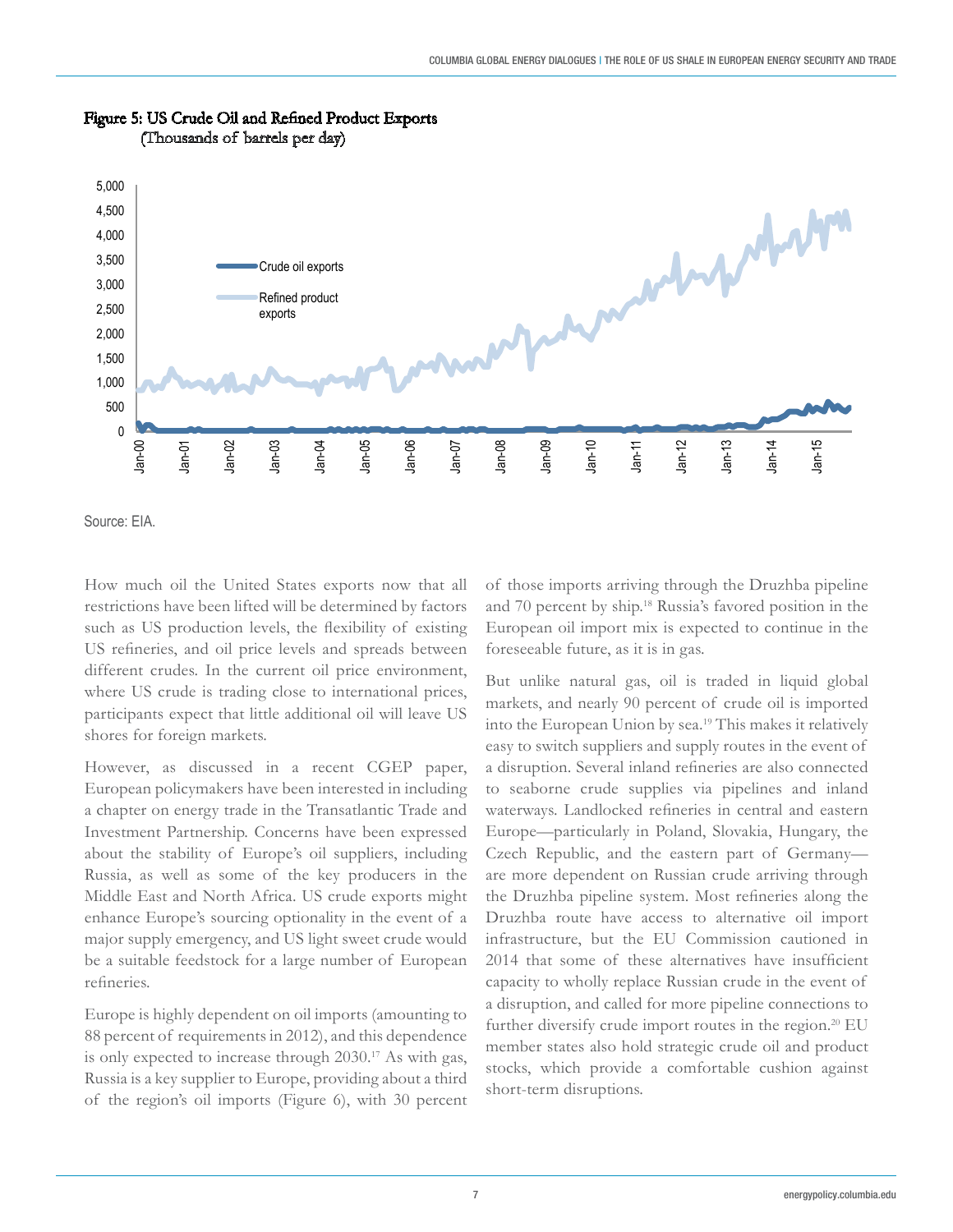**Figure 5: US Crude Oil and Refined Product Exports**
(Thousands of barrels per day)

Source: EIA.

How much oil the United States exports now that all restrictions have been lifted will be determined by factors such as US production levels, the flexibility of existing US refineries, and oil price levels and spreads between different crudes. In the current oil price environment, where US crude is trading close to international prices, participants expect that little additional oil will leave US shores for foreign markets.

However, as discussed in a recent CGEP paper, European policymakers have been interested in including a chapter on energy trade in the Transatlantic Trade and Investment Partnership. Concerns have been expressed about the stability of Europe's oil suppliers, including Russia, as well as some of the key producers in the Middle East and North Africa. US crude exports might enhance Europe's sourcing optionality in the event of a major supply emergency, and US light sweet crude would be a suitable feedstock for a large number of European refineries.

Europe is highly dependent on oil imports (amounting to 88 percent of requirements in 2012), and this dependence is only expected to increase through 2030.[17] As with gas, Russia is a key supplier to Europe, providing about a third of the region's oil imports (Figure 6), with 30 percent of those imports arriving through the Druzhba pipeline and 70 percent by ship.[18] Russia's favored position in the European oil import mix is expected to continue in the foreseeable future, as it is in gas.

But unlike natural gas, oil is traded in liquid global markets, and nearly 90 percent of crude oil is imported into the European Union by sea.[19] This makes it relatively easy to switch suppliers and supply routes in the event of a disruption. Several inland refineries are also connected to seaborne crude supplies via pipelines and inland waterways. Landlocked refineries in central and eastern Europe—particularly in Poland, Slovakia, Hungary, the Czech Republic, and the eastern part of Germany—are more dependent on Russian crude arriving through the Druzhba pipeline system. Most refineries along the Druzhba route have access to alternative oil import infrastructure, but the EU Commission cautioned in 2014 that some of these alternatives have insufficient capacity to wholly replace Russian crude in the event of a disruption, and called for more pipeline connections to further diversify crude import routes in the region.[20] EU member states also hold strategic crude oil and product stocks, which provide a comfortable cushion against short-term disruptions.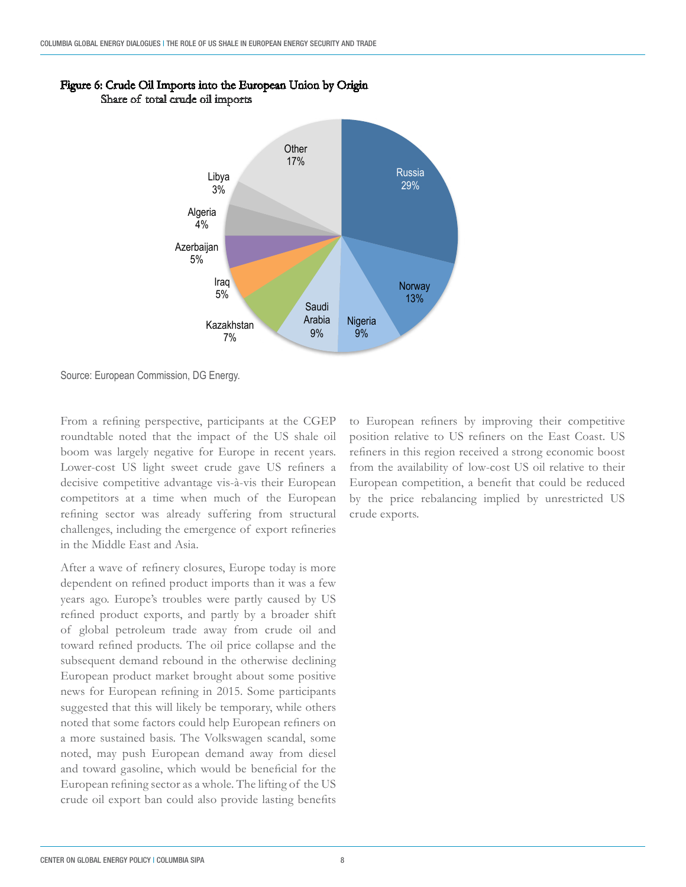**Figure 6: Crude Oil Imports into the European Union by Origin**
Share of total crude oil imports

| Origin | Share |
|---|---|
| Russia | 29% |
| Norway | 13% |
| Nigeria | 9% |
| Saudi Arabia | 9% |
| Kazakhstan | 7% |
| Iraq | 5% |
| Azerbaijan | 5% |
| Algeria | 4% |
| Libya | 3% |
| Other | 17% |

Source: European Commission, DG Energy.

From a refining perspective, participants at the CGEP roundtable noted that the impact of the US shale oil boom was largely negative for Europe in recent years. Lower-cost US light sweet crude gave US refiners a decisive competitive advantage vis-à-vis their European competitors at a time when much of the European refining sector was already suffering from structural challenges, including the emergence of export refineries in the Middle East and Asia.

After a wave of refinery closures, Europe today is more dependent on refined product imports than it was a few years ago. Europe's troubles were partly caused by US refined product exports, and partly by a broader shift of global petroleum trade away from crude oil and toward refined products. The oil price collapse and the subsequent demand rebound in the otherwise declining European product market brought about some positive news for European refining in 2015. Some participants suggested that this will likely be temporary, while others noted that some factors could help European refiners on a more sustained basis. The Volkswagen scandal, some noted, may push European demand away from diesel and toward gasoline, which would be beneficial for the European refining sector as a whole. The lifting of the US crude oil export ban could also provide lasting benefits to European refiners by improving their competitive position relative to US refiners on the East Coast. US refiners in this region received a strong economic boost from the availability of low-cost US oil relative to their European competition, a benefit that could be reduced by the price rebalancing implied by unrestricted US crude exports.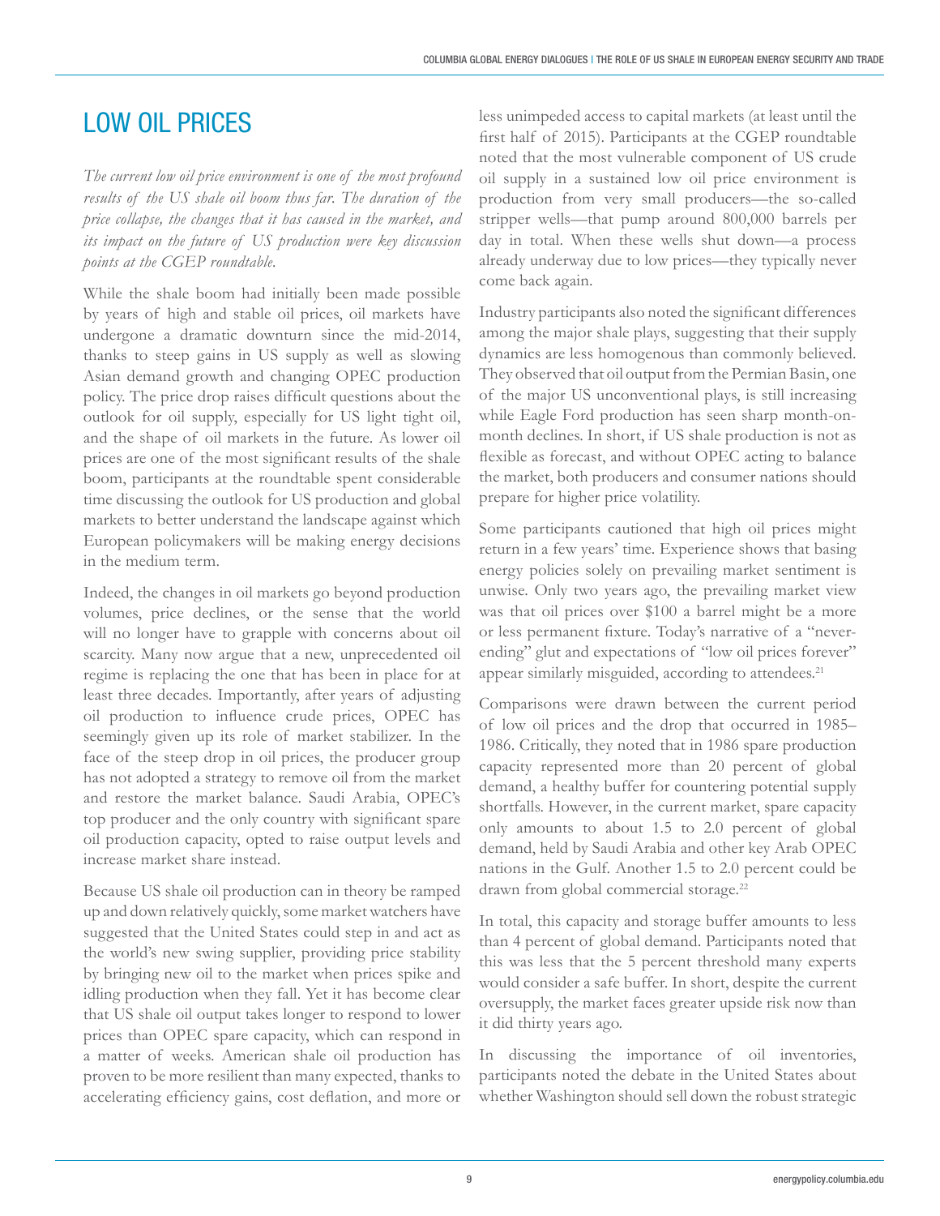# LOW OIL PRICES

*The current low oil price environment is one of the most profound results of the US shale oil boom thus far. The duration of the price collapse, the changes that it has caused in the market, and its impact on the future of US production were key discussion points at the CGEP roundtable.*

While the shale boom had initially been made possible by years of high and stable oil prices, oil markets have undergone a dramatic downturn since the mid-2014, thanks to steep gains in US supply as well as slowing Asian demand growth and changing OPEC production policy. The price drop raises difficult questions about the outlook for oil supply, especially for US light tight oil, and the shape of oil markets in the future. As lower oil prices are one of the most significant results of the shale boom, participants at the roundtable spent considerable time discussing the outlook for US production and global markets to better understand the landscape against which European policymakers will be making energy decisions in the medium term.

Indeed, the changes in oil markets go beyond production volumes, price declines, or the sense that the world will no longer have to grapple with concerns about oil scarcity. Many now argue that a new, unprecedented oil regime is replacing the one that has been in place for at least three decades. Importantly, after years of adjusting oil production to influence crude prices, OPEC has seemingly given up its role of market stabilizer. In the face of the steep drop in oil prices, the producer group has not adopted a strategy to remove oil from the market and restore the market balance. Saudi Arabia, OPEC's top producer and the only country with significant spare oil production capacity, opted to raise output levels and increase market share instead.

Because US shale oil production can in theory be ramped up and down relatively quickly, some market watchers have suggested that the United States could step in and act as the world's new swing supplier, providing price stability by bringing new oil to the market when prices spike and idling production when they fall. Yet it has become clear that US shale oil output takes longer to respond to lower prices than OPEC spare capacity, which can respond in a matter of weeks. American shale oil production has proven to be more resilient than many expected, thanks to accelerating efficiency gains, cost deflation, and more or less unimpeded access to capital markets (at least until the first half of 2015). Participants at the CGEP roundtable noted that the most vulnerable component of US crude oil supply in a sustained low oil price environment is production from very small producers—the so-called stripper wells—that pump around 800,000 barrels per day in total. When these wells shut down—a process already underway due to low prices—they typically never come back again.

Industry participants also noted the significant differences among the major shale plays, suggesting that their supply dynamics are less homogenous than commonly believed. They observed that oil output from the Permian Basin, one of the major US unconventional plays, is still increasing while Eagle Ford production has seen sharp month-on-month declines. In short, if US shale production is not as flexible as forecast, and without OPEC acting to balance the market, both producers and consumer nations should prepare for higher price volatility.

Some participants cautioned that high oil prices might return in a few years' time. Experience shows that basing energy policies solely on prevailing market sentiment is unwise. Only two years ago, the prevailing market view was that oil prices over $100 a barrel might be a more or less permanent fixture. Today's narrative of a "never-ending" glut and expectations of "low oil prices forever" appear similarly misguided, according to attendees.[21]

Comparisons were drawn between the current period of low oil prices and the drop that occurred in 1985–1986. Critically, they noted that in 1986 spare production capacity represented more than 20 percent of global demand, a healthy buffer for countering potential supply shortfalls. However, in the current market, spare capacity only amounts to about 1.5 to 2.0 percent of global demand, held by Saudi Arabia and other key Arab OPEC nations in the Gulf. Another 1.5 to 2.0 percent could be drawn from global commercial storage.[22]

In total, this capacity and storage buffer amounts to less than 4 percent of global demand. Participants noted that this was less that the 5 percent threshold many experts would consider a safe buffer. In short, despite the current oversupply, the market faces greater upside risk now than it did thirty years ago.

In discussing the importance of oil inventories, participants noted the debate in the United States about whether Washington should sell down the robust strategic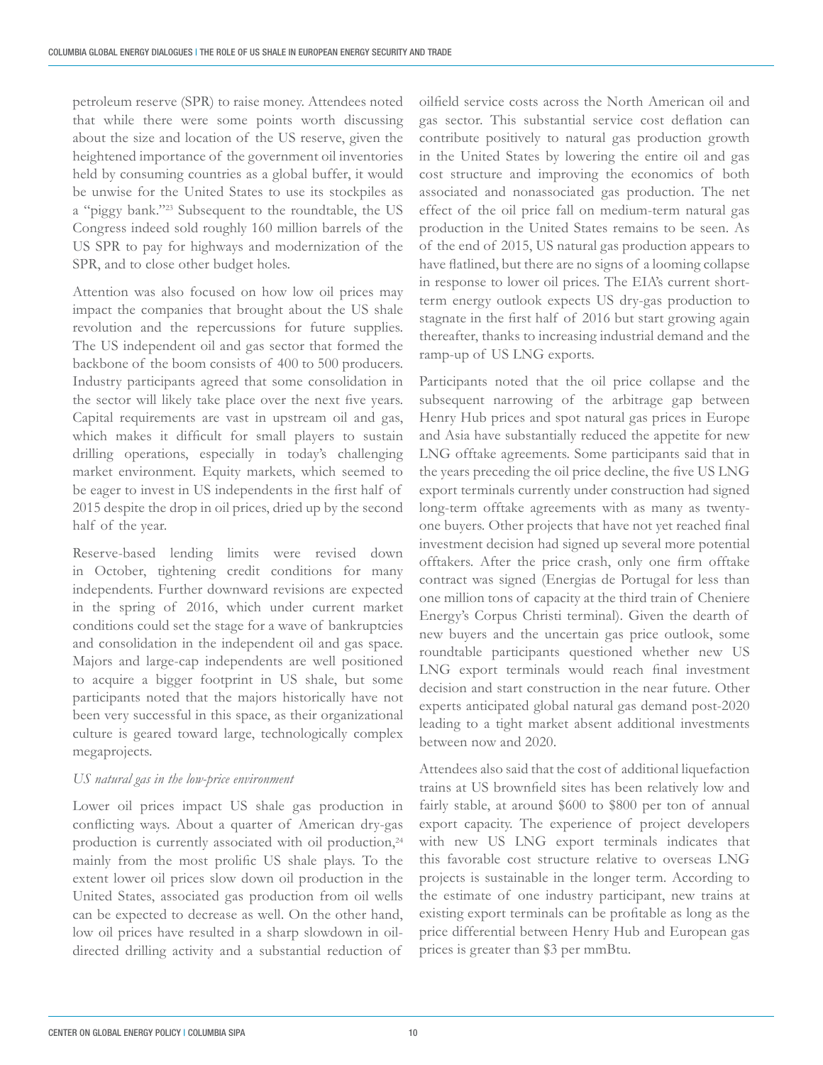petroleum reserve (SPR) to raise money. Attendees noted that while there were some points worth discussing about the size and location of the US reserve, given the heightened importance of the government oil inventories held by consuming countries as a global buffer, it would be unwise for the United States to use its stockpiles as a "piggy bank."[23] Subsequent to the roundtable, the US Congress indeed sold roughly 160 million barrels of the US SPR to pay for highways and modernization of the SPR, and to close other budget holes.

Attention was also focused on how low oil prices may impact the companies that brought about the US shale revolution and the repercussions for future supplies. The US independent oil and gas sector that formed the backbone of the boom consists of 400 to 500 producers. Industry participants agreed that some consolidation in the sector will likely take place over the next five years. Capital requirements are vast in upstream oil and gas, which makes it difficult for small players to sustain drilling operations, especially in today's challenging market environment. Equity markets, which seemed to be eager to invest in US independents in the first half of 2015 despite the drop in oil prices, dried up by the second half of the year.

Reserve-based lending limits were revised down in October, tightening credit conditions for many independents. Further downward revisions are expected in the spring of 2016, which under current market conditions could set the stage for a wave of bankruptcies and consolidation in the independent oil and gas space. Majors and large-cap independents are well positioned to acquire a bigger footprint in US shale, but some participants noted that the majors historically have not been very successful in this space, as their organizational culture is geared toward large, technologically complex megaprojects.

*US natural gas in the low-price environment*

Lower oil prices impact US shale gas production in conflicting ways. About a quarter of American dry-gas production is currently associated with oil production,[24] mainly from the most prolific US shale plays. To the extent lower oil prices slow down oil production in the United States, associated gas production from oil wells can be expected to decrease as well. On the other hand, low oil prices have resulted in a sharp slowdown in oil-directed drilling activity and a substantial reduction of oilfield service costs across the North American oil and gas sector. This substantial service cost deflation can contribute positively to natural gas production growth in the United States by lowering the entire oil and gas cost structure and improving the economics of both associated and nonassociated gas production. The net effect of the oil price fall on medium-term natural gas production in the United States remains to be seen. As of the end of 2015, US natural gas production appears to have flatlined, but there are no signs of a looming collapse in response to lower oil prices. The EIA's current short-term energy outlook expects US dry-gas production to stagnate in the first half of 2016 but start growing again thereafter, thanks to increasing industrial demand and the ramp-up of US LNG exports.

Participants noted that the oil price collapse and the subsequent narrowing of the arbitrage gap between Henry Hub prices and spot natural gas prices in Europe and Asia have substantially reduced the appetite for new LNG offtake agreements. Some participants said that in the years preceding the oil price decline, the five US LNG export terminals currently under construction had signed long-term offtake agreements with as many as twenty-one buyers. Other projects that have not yet reached final investment decision had signed up several more potential offtakers. After the price crash, only one firm offtake contract was signed (Energias de Portugal for less than one million tons of capacity at the third train of Cheniere Energy's Corpus Christi terminal). Given the dearth of new buyers and the uncertain gas price outlook, some roundtable participants questioned whether new US LNG export terminals would reach final investment decision and start construction in the near future. Other experts anticipated global natural gas demand post-2020 leading to a tight market absent additional investments between now and 2020.

Attendees also said that the cost of additional liquefaction trains at US brownfield sites has been relatively low and fairly stable, at around \$600 to \$800 per ton of annual export capacity. The experience of project developers with new US LNG export terminals indicates that this favorable cost structure relative to overseas LNG projects is sustainable in the longer term. According to the estimate of one industry participant, new trains at existing export terminals can be profitable as long as the price differential between Henry Hub and European gas prices is greater than \$3 per mmBtu.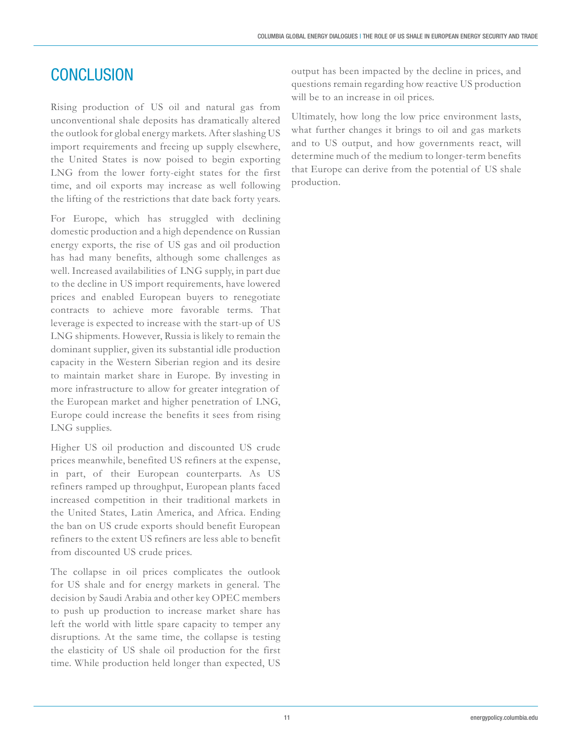# CONCLUSION

Rising production of US oil and natural gas from unconventional shale deposits has dramatically altered the outlook for global energy markets. After slashing US import requirements and freeing up supply elsewhere, the United States is now poised to begin exporting LNG from the lower forty-eight states for the first time, and oil exports may increase as well following the lifting of the restrictions that date back forty years.

For Europe, which has struggled with declining domestic production and a high dependence on Russian energy exports, the rise of US gas and oil production has had many benefits, although some challenges as well. Increased availabilities of LNG supply, in part due to the decline in US import requirements, have lowered prices and enabled European buyers to renegotiate contracts to achieve more favorable terms. That leverage is expected to increase with the start-up of US LNG shipments. However, Russia is likely to remain the dominant supplier, given its substantial idle production capacity in the Western Siberian region and its desire to maintain market share in Europe. By investing in more infrastructure to allow for greater integration of the European market and higher penetration of LNG, Europe could increase the benefits it sees from rising LNG supplies.

Higher US oil production and discounted US crude prices meanwhile, benefited US refiners at the expense, in part, of their European counterparts. As US refiners ramped up throughput, European plants faced increased competition in their traditional markets in the United States, Latin America, and Africa. Ending the ban on US crude exports should benefit European refiners to the extent US refiners are less able to benefit from discounted US crude prices.

The collapse in oil prices complicates the outlook for US shale and for energy markets in general. The decision by Saudi Arabia and other key OPEC members to push up production to increase market share has left the world with little spare capacity to temper any disruptions. At the same time, the collapse is testing the elasticity of US shale oil production for the first time. While production held longer than expected, US output has been impacted by the decline in prices, and questions remain regarding how reactive US production will be to an increase in oil prices.

Ultimately, how long the low price environment lasts, what further changes it brings to oil and gas markets and to US output, and how governments react, will determine much of the medium to longer-term benefits that Europe can derive from the potential of US shale production.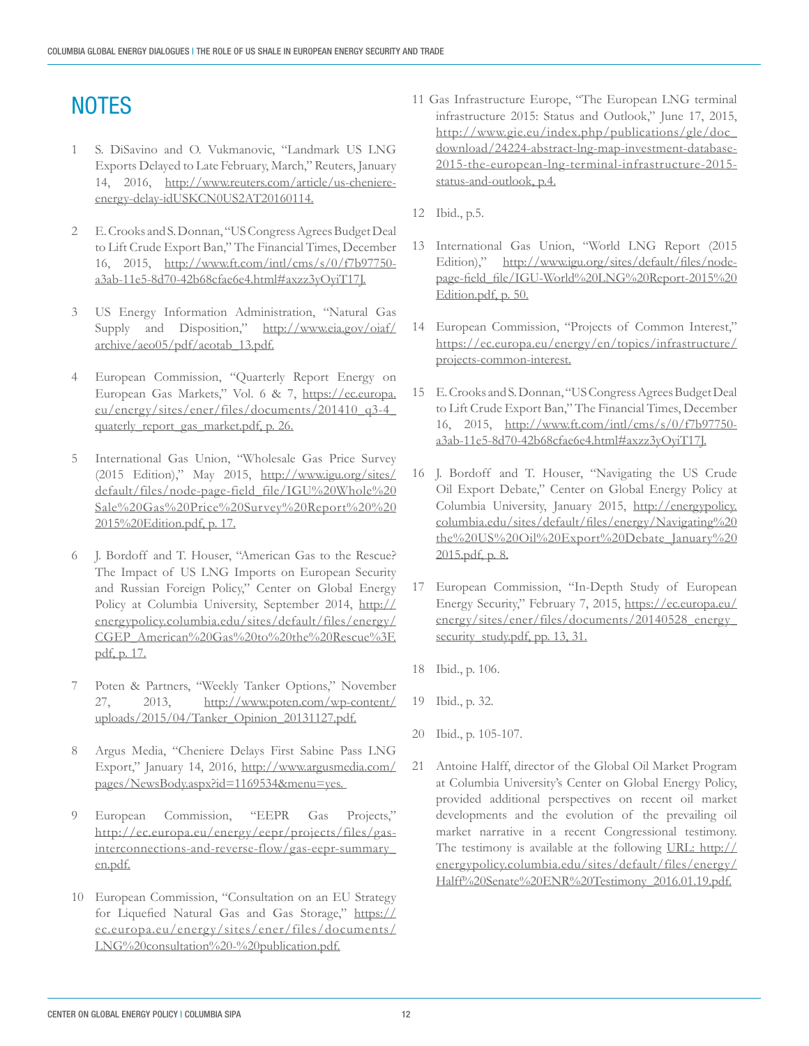# NOTES

1. S. DiSavino and O. Vukmanovic, "Landmark US LNG Exports Delayed to Late February, March," Reuters, January 14, 2016, http://www.reuters.com/article/us-cheniere-energy-delay-idUSKCN0US2AT20160114.

2. E. Crooks and S. Donnan, "US Congress Agrees Budget Deal to Lift Crude Export Ban," The Financial Times, December 16, 2015, http://www.ft.com/intl/cms/s/0/f7b97750-a3ab-11e5-8d70-42b68cfae6e4.html#axzz3yOyiT17J.

3. US Energy Information Administration, "Natural Gas Supply and Disposition," http://www.eia.gov/oiaf/archive/aeo05/pdf/aeotab_13.pdf.

4. European Commission, "Quarterly Report Energy on European Gas Markets," Vol. 6 & 7, https://ec.europa.eu/energy/sites/ener/files/documents/201410_q3-4_quaterly_report_gas_market.pdf, p. 26.

5. International Gas Union, "Wholesale Gas Price Survey (2015 Edition)," May 2015, http://www.igu.org/sites/default/files/node-page-field_file/IGU%20Whole%20Sale%20Gas%20Price%20Survey%20Report%20%20 2015%20Edition.pdf, p. 17.

6. J. Bordoff and T. Houser, "American Gas to the Rescue? The Impact of US LNG Imports on European Security and Russian Foreign Policy," Center on Global Energy Policy at Columbia University, September 2014, http://energypolicy.columbia.edu/sites/default/files/energy/CGEP_American%20Gas%20to%20the%20Rescue%3F.pdf, p. 17.

7. Poten & Partners, "Weekly Tanker Options," November 27, 2013, http://www.poten.com/wp-content/uploads/2015/04/Tanker_Opinion_20131127.pdf.

8. Argus Media, "Cheniere Delays First Sabine Pass LNG Export," January 14, 2016, http://www.argusmedia.com/pages/NewsBody.aspx?id=1169534&menu=yes.

9. European Commission, "EEPR Gas Projects," http://ec.europa.eu/energy/eepr/projects/files/gas-interconnections-and-reverse-flow/gas-eepr-summary_en.pdf.

10. European Commission, "Consultation on an EU Strategy for Liquefied Natural Gas and Gas Storage," https://ec.europa.eu/energy/sites/ener/files/documents/LNG%20consultation%20-%20publication.pdf.

11. Gas Infrastructure Europe, "The European LNG terminal infrastructure 2015: Status and Outlook," June 17, 2015, http://www.gie.eu/index.php/publications/gle/doc_download/24224-abstract-lng-map-investment-database-2015-the-european-lng-terminal-infrastructure-2015-status-and-outlook, p.4.

12. Ibid., p.5.

13. International Gas Union, "World LNG Report (2015 Edition)," http://www.igu.org/sites/default/files/node-page-field_file/IGU-World%20LNG%20Report-2015%20 Edition.pdf, p. 50.

14. European Commission, "Projects of Common Interest," https://ec.europa.eu/energy/en/topics/infrastructure/projects-common-interest.

15. E. Crooks and S. Donnan, "US Congress Agrees Budget Deal to Lift Crude Export Ban," The Financial Times, December 16, 2015, http://www.ft.com/intl/cms/s/0/f7b97750-a3ab-11e5-8d70-42b68cfae6e4.html#axzz3yOyiT17J.

16. J. Bordoff and T. Houser, "Navigating the US Crude Oil Export Debate," Center on Global Energy Policy at Columbia University, January 2015, http://energypolicy.columbia.edu/sites/default/files/energy/Navigating%20 the%20US%20Oil%20Export%20Debate_January%20 2015.pdf, p. 8.

17. European Commission, "In-Depth Study of European Energy Security," February 7, 2015, https://ec.europa.eu/energy/sites/ener/files/documents/20140528_energy_security_study.pdf, pp. 13, 31.

18. Ibid., p. 106.

19. Ibid., p. 32.

20. Ibid., p. 105-107.

21. Antoine Halff, director of the Global Oil Market Program at Columbia University's Center on Global Energy Policy, provided additional perspectives on recent oil market developments and the evolution of the prevailing oil market narrative in a recent Congressional testimony. The testimony is available at the following URL: http://energypolicy.columbia.edu/sites/default/files/energy/Halff%20Senate%20ENR%20Testimony_2016.01.19.pdf.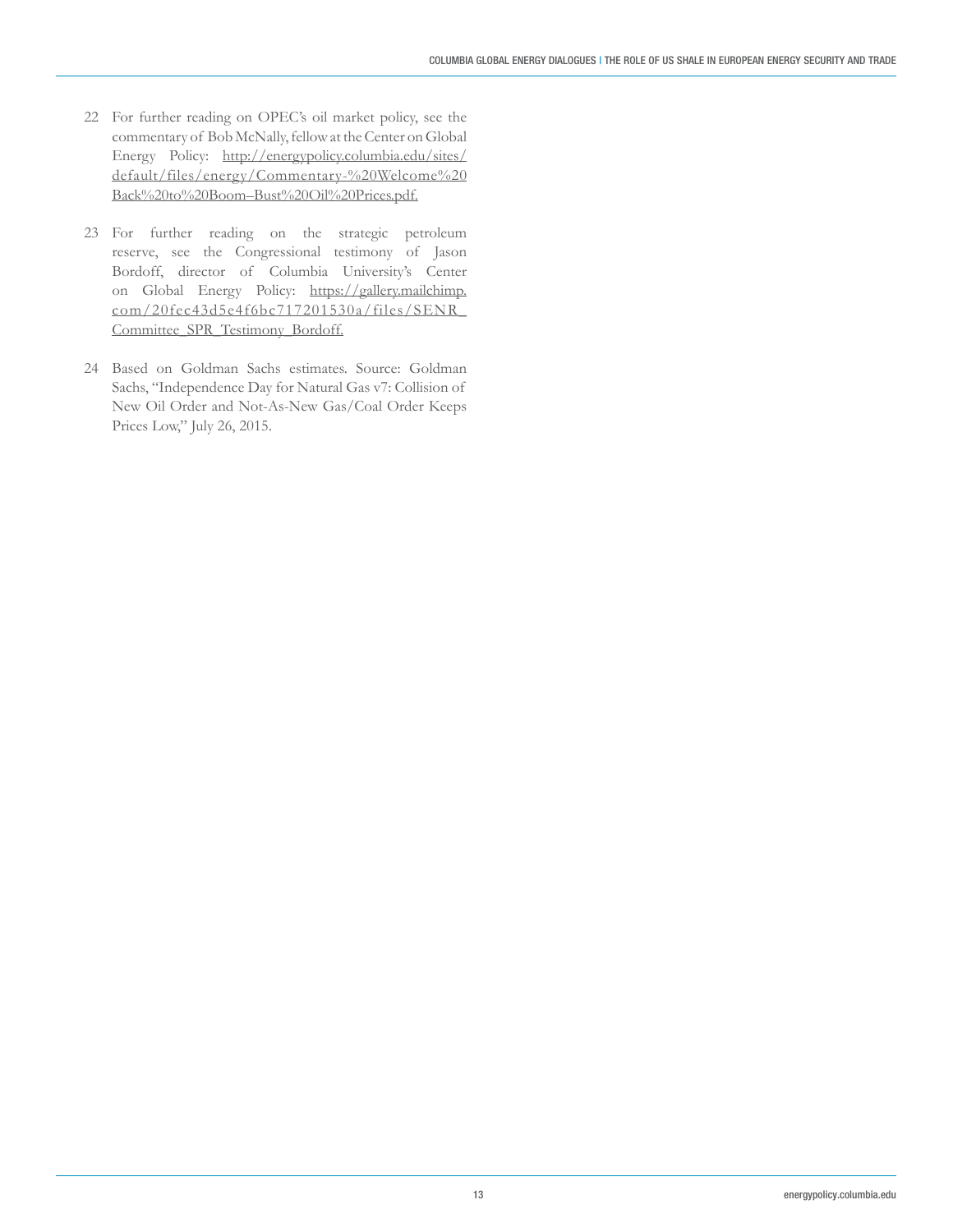22 For further reading on OPEC's oil market policy, see the commentary of Bob McNally, fellow at the Center on Global Energy Policy: http://energypolicy.columbia.edu/sites/default/files/energy/Commentary-%20Welcome%20Back%20to%20Boom–Bust%20Oil%20Prices.pdf.

23 For further reading on the strategic petroleum reserve, see the Congressional testimony of Jason Bordoff, director of Columbia University's Center on Global Energy Policy: https://gallery.mailchimp.com/20fec43d5e4f6bc717201530a/files/SENR_Committee_SPR_Testimony_Bordoff.

24 Based on Goldman Sachs estimates. Source: Goldman Sachs, "Independence Day for Natural Gas v7: Collision of New Oil Order and Not-As-New Gas/Coal Order Keeps Prices Low," July 26, 2015.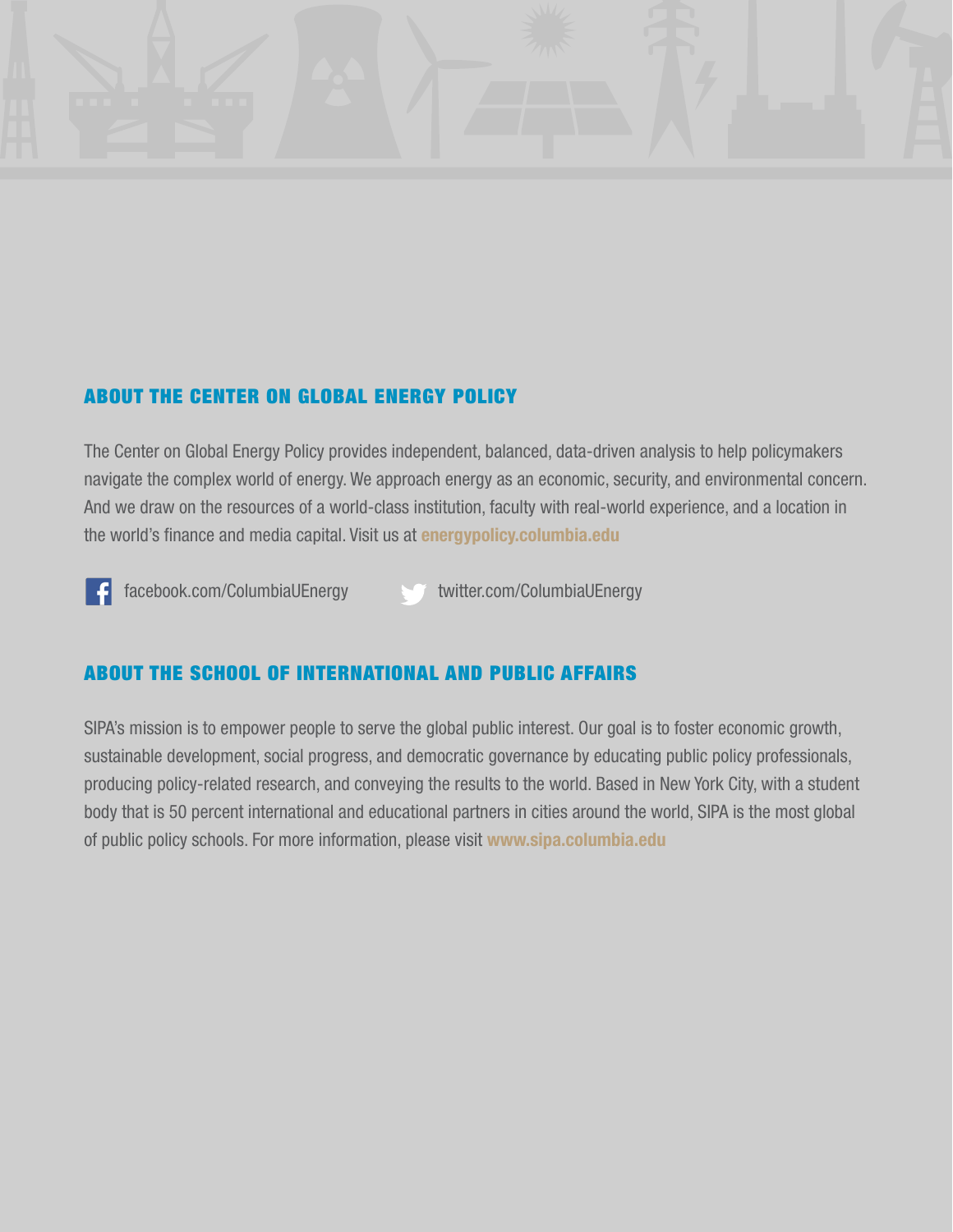## ABOUT THE CENTER ON GLOBAL ENERGY POLICY

The Center on Global Energy Policy provides independent, balanced, data-driven analysis to help policymakers navigate the complex world of energy. We approach energy as an economic, security, and environmental concern. And we draw on the resources of a world-class institution, faculty with real-world experience, and a location in the world's finance and media capital. Visit us at **energypolicy.columbia.edu**

facebook.com/ColumbiaUEnergy

twitter.com/ColumbiaUEnergy

## ABOUT THE SCHOOL OF INTERNATIONAL AND PUBLIC AFFAIRS

SIPA's mission is to empower people to serve the global public interest. Our goal is to foster economic growth, sustainable development, social progress, and democratic governance by educating public policy professionals, producing policy-related research, and conveying the results to the world. Based in New York City, with a student body that is 50 percent international and educational partners in cities around the world, SIPA is the most global of public policy schools. For more information, please visit **www.sipa.columbia.edu**